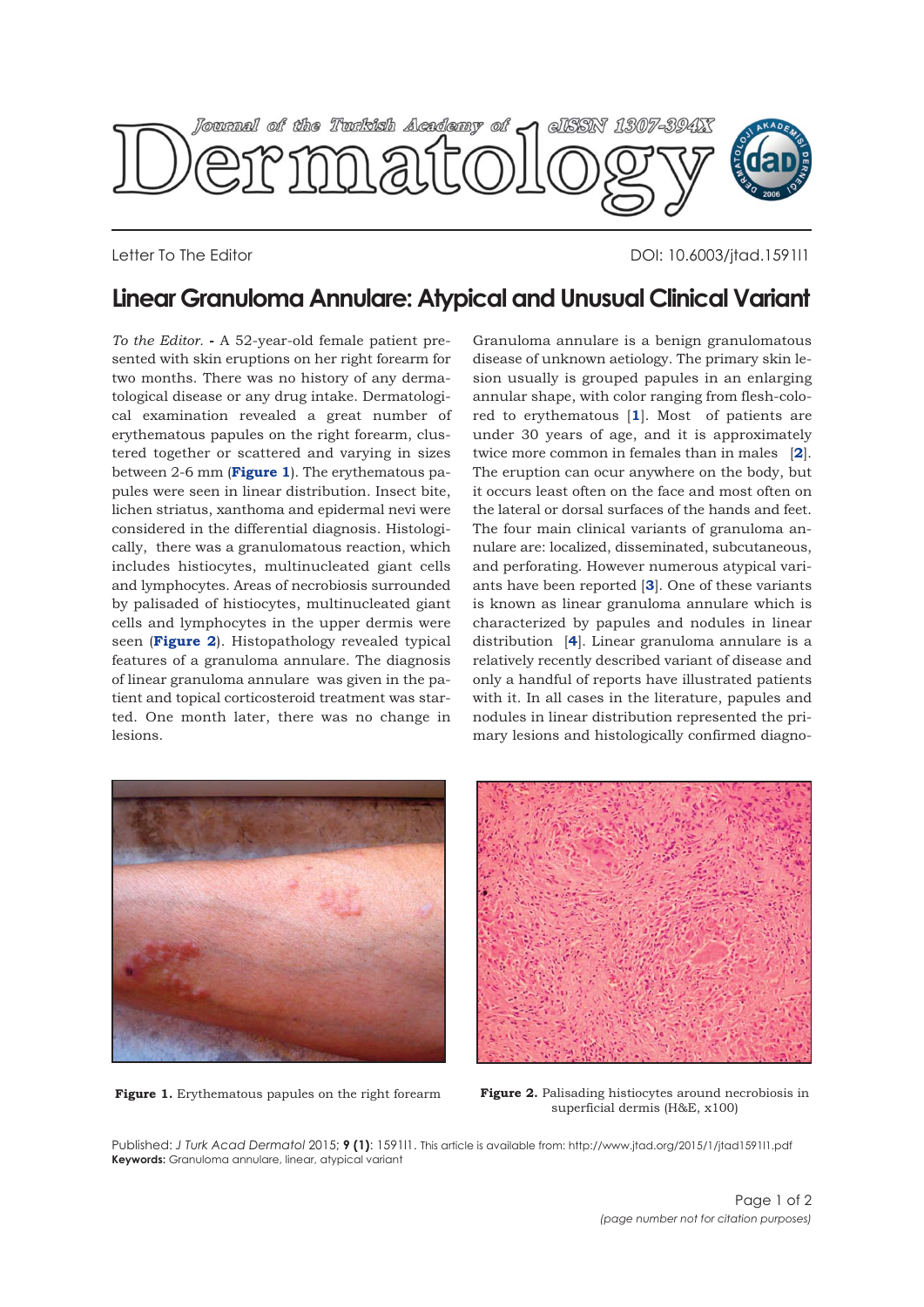Letter To The Editor

DOI: 10.6003/jtad.1591l1

# Linear Granuloma Annulare: Atypical and Unusual Clinical Variant

*To the Editor.* **-** A 52-year-old female patient presented with skin eruptions on her right forearm for two months. There was no history of any dermatological disease or any drug intake. Dermatological examination revealed a great number of erythematous papules on the right forearm, clustered together or scattered and varying in sizes between 2-6 mm (**Figure 1**). The erythematous papules were seen in linear distribution. Insect bite, lichen striatus, xanthoma and epidermal nevi were considered in the differential diagnosis. Histologically, there was a granulomatous reaction, which includes histiocytes, multinucleated giant cells and lymphocytes. Areas of necrobiosis surrounded by palisaded of histiocytes, multinucleated giant cells and lymphocytes in the upper dermis were seen (**Figure 2**). Histopathology revealed typical features of a granuloma annulare. The diagnosis of linear granuloma annulare was given in the patient and topical corticosteroid treatment was started. One month later, there was no change in lesions.

Granuloma annulare is a benign granulomatous disease of unknown aetiology. The primary skin lesion usually is grouped papules in an enlarging annular shape, with color ranging from flesh-colored to erythematous [**1**]. Most of patients are under 30 years of age, and it is approximately twice more common in females than in males [**2**]. The eruption can ocur anywhere on the body, but it occurs least often on the face and most often on the lateral or dorsal surfaces of the hands and feet. The four main clinical variants of granuloma annulare are: localized, disseminated, subcutaneous, and perforating. However numerous atypical variants have been reported [**3**]. One of these variants is known as linear granuloma annulare which is characterized by papules and nodules in linear distribution [**4**]. Linear granuloma annulare is a relatively recently described variant of disease and only a handful of reports have illustrated patients with it. In all cases in the literature, papules and nodules in linear distribution represented the primary lesions and histologically confirmed diagno-

**Figure 1.** Erythematous papules on the right forearm

**Figure 2.** Palisading histiocytes around necrobiosis in superficial dermis (H&E, x100)

Published: *J Turk Acad Dermatol* 2015; **9 (1)**: 1591l1. This article is available from: http://www.jtad.org/2015/1/jtad1591l1.pdf
**Keywords:** Granuloma annulare, linear, atypical variant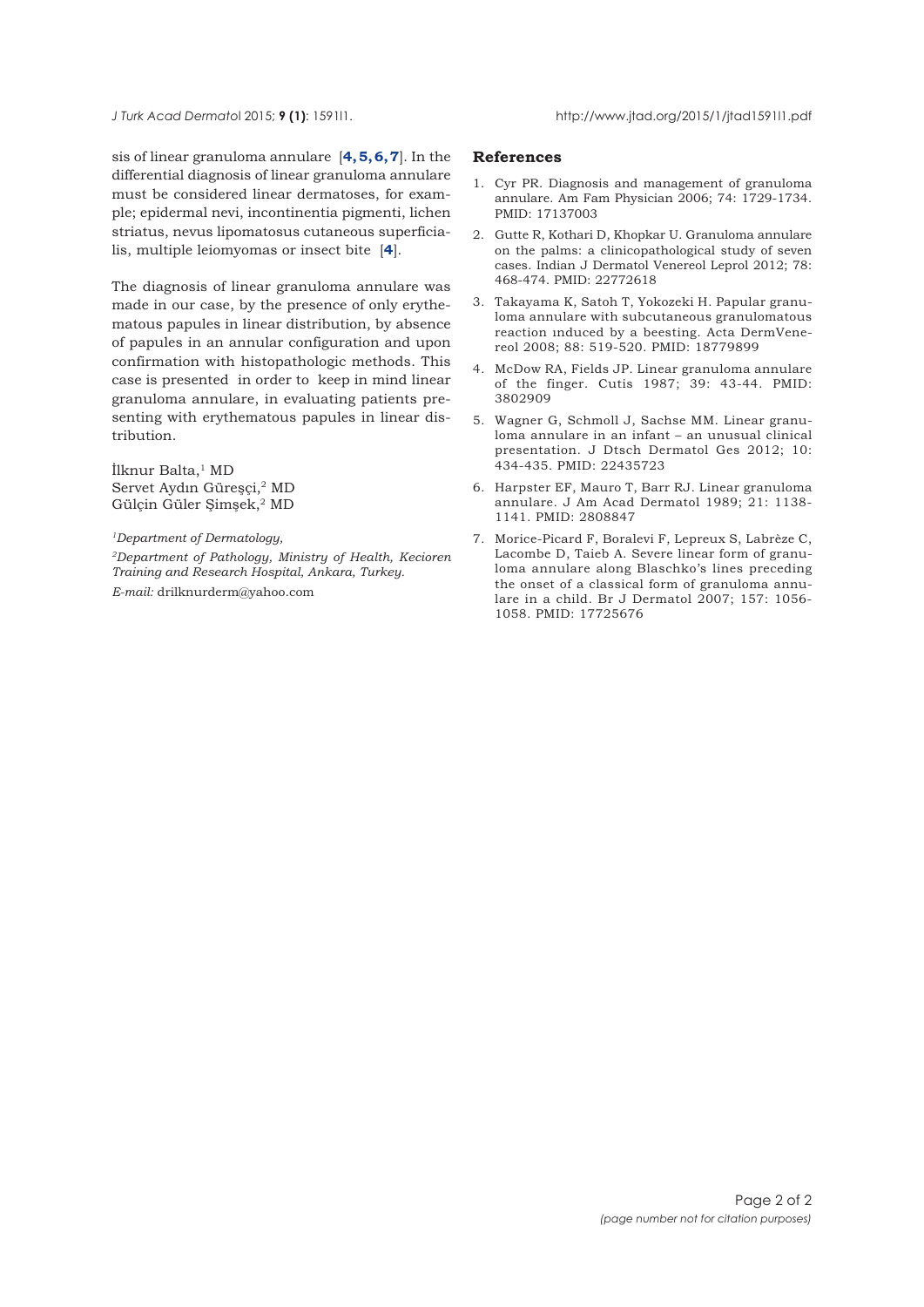sis of linear granuloma annulare [**4, 5, 6, 7**]. In the differential diagnosis of linear granuloma annulare must be considered linear dermatoses, for example; epidermal nevi, incontinentia pigmenti, lichen striatus, nevus lipomatosus cutaneous superficialis, multiple leiomyomas or insect bite [**4**].

The diagnosis of linear granuloma annulare was made in our case, by the presence of only erythematous papules in linear distribution, by absence of papules in an annular configuration and upon confirmation with histopathologic methods. This case is presented in order to keep in mind linear granuloma annulare, in evaluating patients presenting with erythematous papules in linear distribution.

İlknur Balta,[1] MD
Servet Aydın Güreşçi,[2] MD
Gülçin Güler Şimşek,[2] MD

*[1]Department of Dermatology,*

*[2]Department of Pathology, Ministry of Health, Kecioren Training and Research Hospital, Ankara, Turkey.*

*E-mail:* drilknurderm@yahoo.com

## References

1. Cyr PR. Diagnosis and management of granuloma annulare. Am Fam Physician 2006; 74: 1729-1734. PMID: 17137003
2. Gutte R, Kothari D, Khopkar U. Granuloma annulare on the palms: a clinicopathological study of seven cases. Indian J Dermatol Venereol Leprol 2012; 78: 468-474. PMID: 22772618
3. Takayama K, Satoh T, Yokozeki H. Papular granuloma annulare with subcutaneous granulomatous reaction ınduced by a beesting. Acta DermVenereol 2008; 88: 519-520. PMID: 18779899
4. McDow RA, Fields JP. Linear granuloma annulare of the finger. Cutis 1987; 39: 43-44. PMID: 3802909
5. Wagner G, Schmoll J, Sachse MM. Linear granuloma annulare in an infant – an unusual clinical presentation. J Dtsch Dermatol Ges 2012; 10: 434-435. PMID: 22435723
6. Harpster EF, Mauro T, Barr RJ. Linear granuloma annulare. J Am Acad Dermatol 1989; 21: 1138-1141. PMID: 2808847
7. Morice-Picard F, Boralevi F, Lepreux S, Labrèze C, Lacombe D, Taieb A. Severe linear form of granuloma annulare along Blaschko's lines preceding the onset of a classical form of granuloma annulare in a child. Br J Dermatol 2007; 157: 1056-1058. PMID: 17725676